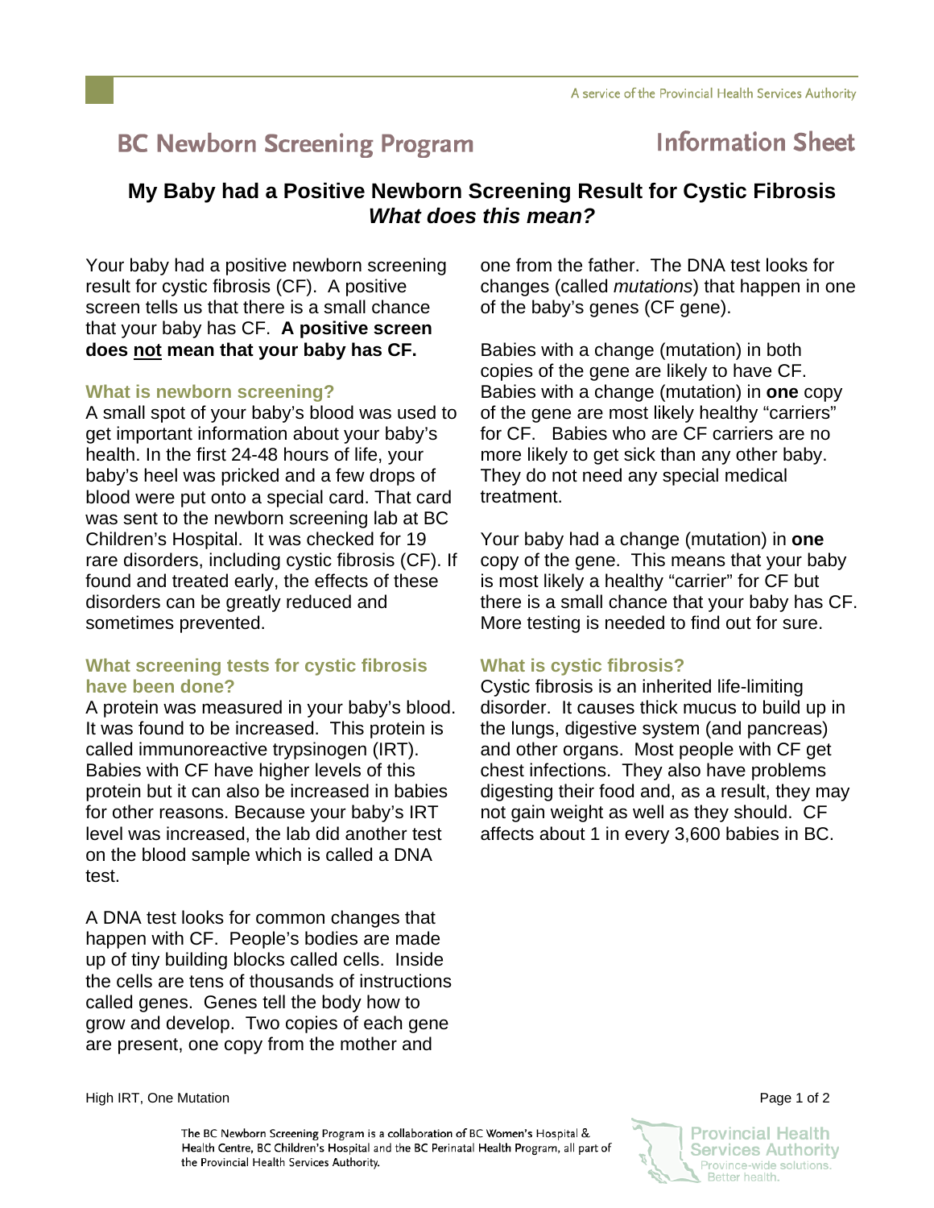A service of the Provincial Health Services Authority

**BC Newborn Screening Program** — **Information Sheet**

# My Baby had a Positive Newborn Screening Result for Cystic Fibrosis *What does this mean?*

Your baby had a positive newborn screening result for cystic fibrosis (CF). A positive screen tells us that there is a small chance that your baby has CF. **A positive screen does <u>not</u> mean that your baby has CF.**

## What is newborn screening?

A small spot of your baby's blood was used to get important information about your baby's health. In the first 24-48 hours of life, your baby's heel was pricked and a few drops of blood were put onto a special card. That card was sent to the newborn screening lab at BC Children's Hospital. It was checked for 19 rare disorders, including cystic fibrosis (CF). If found and treated early, the effects of these disorders can be greatly reduced and sometimes prevented.

## What screening tests for cystic fibrosis have been done?

A protein was measured in your baby's blood. It was found to be increased. This protein is called immunoreactive trypsinogen (IRT). Babies with CF have higher levels of this protein but it can also be increased in babies for other reasons. Because your baby's IRT level was increased, the lab did another test on the blood sample which is called a DNA test.

A DNA test looks for common changes that happen with CF. People's bodies are made up of tiny building blocks called cells. Inside the cells are tens of thousands of instructions called genes. Genes tell the body how to grow and develop. Two copies of each gene are present, one copy from the mother and one from the father. The DNA test looks for changes (called *mutations*) that happen in one of the baby's genes (CF gene).

Babies with a change (mutation) in both copies of the gene are likely to have CF. Babies with a change (mutation) in **one** copy of the gene are most likely healthy "carriers" for CF. Babies who are CF carriers are no more likely to get sick than any other baby. They do not need any special medical treatment.

Your baby had a change (mutation) in **one** copy of the gene. This means that your baby is most likely a healthy "carrier" for CF but there is a small chance that your baby has CF. More testing is needed to find out for sure.

## What is cystic fibrosis?

Cystic fibrosis is an inherited life-limiting disorder. It causes thick mucus to build up in the lungs, digestive system (and pancreas) and other organs. Most people with CF get chest infections. They also have problems digesting their food and, as a result, they may not gain weight as well as they should. CF affects about 1 in every 3,600 babies in BC.

High IRT, One Mutation

The BC Newborn Screening Program is a collaboration of BC Women's Hospital & Health Centre, BC Children's Hospital and the BC Perinatal Health Program, all part of the Provincial Health Services Authority.

Provincial Health Services Authority
Province-wide solutions. Better health.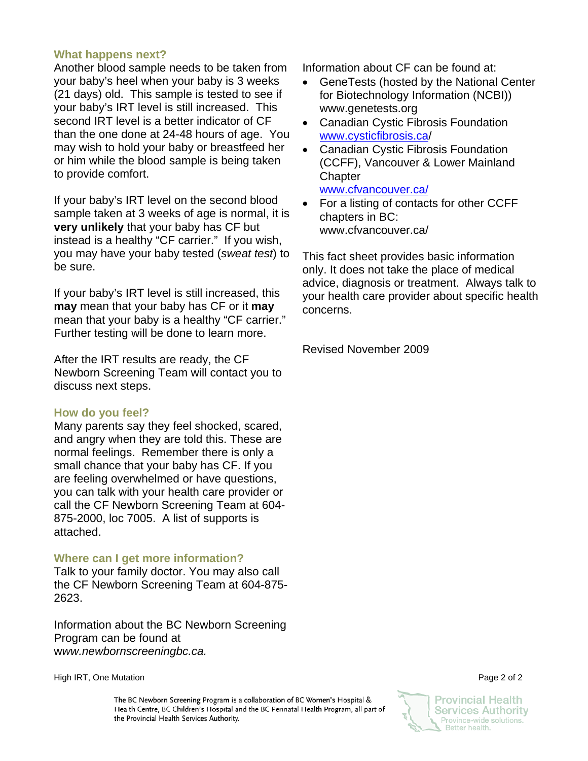## What happens next?

Another blood sample needs to be taken from your baby's heel when your baby is 3 weeks (21 days) old. This sample is tested to see if your baby's IRT level is still increased. This second IRT level is a better indicator of CF than the one done at 24-48 hours of age. You may wish to hold your baby or breastfeed her or him while the blood sample is being taken to provide comfort.

If your baby's IRT level on the second blood sample taken at 3 weeks of age is normal, it is **very unlikely** that your baby has CF but instead is a healthy "CF carrier." If you wish, you may have your baby tested (*sweat test*) to be sure.

If your baby's IRT level is still increased, this **may** mean that your baby has CF or it **may** mean that your baby is a healthy "CF carrier." Further testing will be done to learn more.

After the IRT results are ready, the CF Newborn Screening Team will contact you to discuss next steps.

## How do you feel?

Many parents say they feel shocked, scared, and angry when they are told this. These are normal feelings. Remember there is only a small chance that your baby has CF. If you are feeling overwhelmed or have questions, you can talk with your health care provider or call the CF Newborn Screening Team at 604-875-2000, loc 7005. A list of supports is attached.

## Where can I get more information?

Talk to your family doctor. You may also call the CF Newborn Screening Team at 604-875-2623.

Information about the BC Newborn Screening Program can be found at *www.newbornscreeningbc.ca.*

Information about CF can be found at:

- GeneTests (hosted by the National Center for Biotechnology Information (NCBI)) www.genetests.org
- Canadian Cystic Fibrosis Foundation www.cysticfibrosis.ca/
- Canadian Cystic Fibrosis Foundation (CCFF), Vancouver & Lower Mainland Chapter www.cfvancouver.ca/
- For a listing of contacts for other CCFF chapters in BC: www.cfvancouver.ca/

This fact sheet provides basic information only. It does not take the place of medical advice, diagnosis or treatment. Always talk to your health care provider about specific health concerns.

Revised November 2009

The BC Newborn Screening Program is a collaboration of BC Women's Hospital & Health Centre, BC Children's Hospital and the BC Perinatal Health Program, all part of the Provincial Health Services Authority.

Provincial Health Services Authority
Province-wide solutions. Better health.